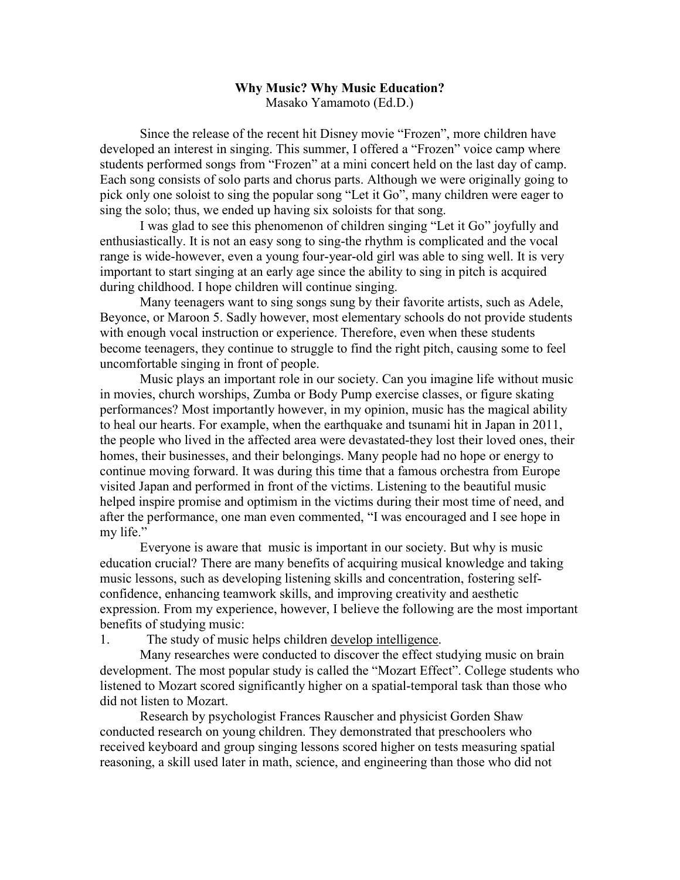# Why Music? Why Music Education?

Masako Yamamoto (Ed.D.)

Since the release of the recent hit Disney movie "Frozen", more children have developed an interest in singing. This summer, I offered a "Frozen" voice camp where students performed songs from "Frozen" at a mini concert held on the last day of camp. Each song consists of solo parts and chorus parts. Although we were originally going to pick only one soloist to sing the popular song "Let it Go", many children were eager to sing the solo; thus, we ended up having six soloists for that song.

I was glad to see this phenomenon of children singing "Let it Go" joyfully and enthusiastically. It is not an easy song to sing-the rhythm is complicated and the vocal range is wide-however, even a young four-year-old girl was able to sing well. It is very important to start singing at an early age since the ability to sing in pitch is acquired during childhood. I hope children will continue singing.

Many teenagers want to sing songs sung by their favorite artists, such as Adele, Beyonce, or Maroon 5. Sadly however, most elementary schools do not provide students with enough vocal instruction or experience. Therefore, even when these students become teenagers, they continue to struggle to find the right pitch, causing some to feel uncomfortable singing in front of people.

Music plays an important role in our society. Can you imagine life without music in movies, church worships, Zumba or Body Pump exercise classes, or figure skating performances? Most importantly however, in my opinion, music has the magical ability to heal our hearts. For example, when the earthquake and tsunami hit in Japan in 2011, the people who lived in the affected area were devastated-they lost their loved ones, their homes, their businesses, and their belongings. Many people had no hope or energy to continue moving forward. It was during this time that a famous orchestra from Europe visited Japan and performed in front of the victims. Listening to the beautiful music helped inspire promise and optimism in the victims during their most time of need, and after the performance, one man even commented, "I was encouraged and I see hope in my life."

Everyone is aware that music is important in our society. But why is music education crucial? There are many benefits of acquiring musical knowledge and taking music lessons, such as developing listening skills and concentration, fostering self-confidence, enhancing teamwork skills, and improving creativity and aesthetic expression. From my experience, however, I believe the following are the most important benefits of studying music:

1. The study of music helps children develop intelligence.

Many researches were conducted to discover the effect studying music on brain development. The most popular study is called the "Mozart Effect". College students who listened to Mozart scored significantly higher on a spatial-temporal task than those who did not listen to Mozart.

Research by psychologist Frances Rauscher and physicist Gorden Shaw conducted research on young children. They demonstrated that preschoolers who received keyboard and group singing lessons scored higher on tests measuring spatial reasoning, a skill used later in math, science, and engineering than those who did not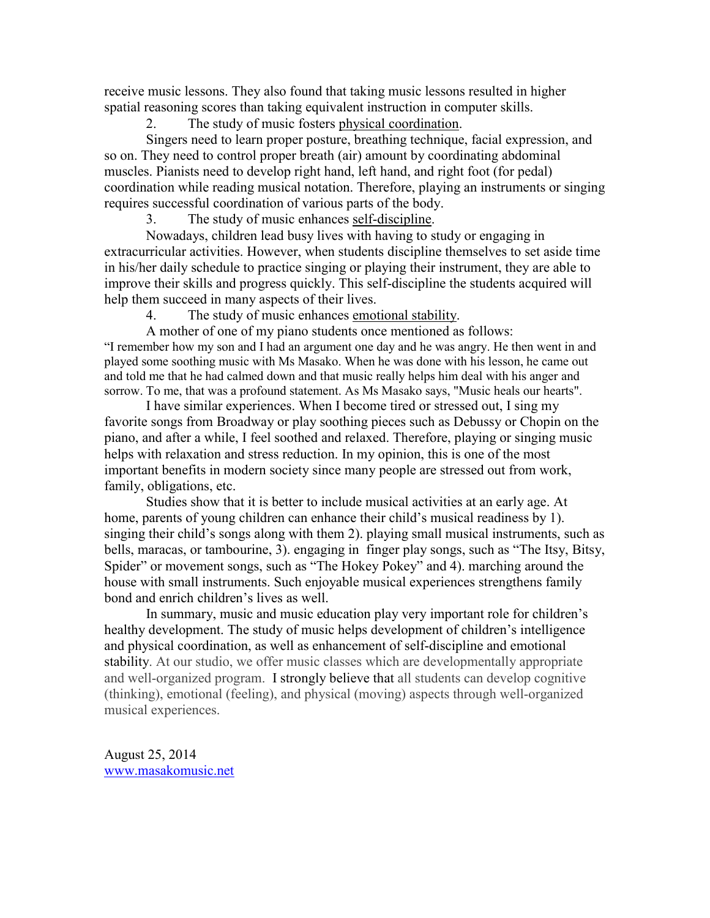receive music lessons. They also found that taking music lessons resulted in higher spatial reasoning scores than taking equivalent instruction in computer skills.

2. The study of music fosters <u>physical coordination</u>.

Singers need to learn proper posture, breathing technique, facial expression, and so on. They need to control proper breath (air) amount by coordinating abdominal muscles. Pianists need to develop right hand, left hand, and right foot (for pedal) coordination while reading musical notation. Therefore, playing an instruments or singing requires successful coordination of various parts of the body.

3. The study of music enhances <u>self-discipline</u>.

Nowadays, children lead busy lives with having to study or engaging in extracurricular activities. However, when students discipline themselves to set aside time in his/her daily schedule to practice singing or playing their instrument, they are able to improve their skills and progress quickly. This self-discipline the students acquired will help them succeed in many aspects of their lives.

4. The study of music enhances <u>emotional stability</u>.

A mother of one of my piano students once mentioned as follows:

"I remember how my son and I had an argument one day and he was angry. He then went in and played some soothing music with Ms Masako. When he was done with his lesson, he came out and told me that he had calmed down and that music really helps him deal with his anger and sorrow. To me, that was a profound statement. As Ms Masako says, "Music heals our hearts".

I have similar experiences. When I become tired or stressed out, I sing my favorite songs from Broadway or play soothing pieces such as Debussy or Chopin on the piano, and after a while, I feel soothed and relaxed. Therefore, playing or singing music helps with relaxation and stress reduction. In my opinion, this is one of the most important benefits in modern society since many people are stressed out from work, family, obligations, etc.

Studies show that it is better to include musical activities at an early age. At home, parents of young children can enhance their child's musical readiness by 1). singing their child's songs along with them 2). playing small musical instruments, such as bells, maracas, or tambourine, 3). engaging in finger play songs, such as "The Itsy, Bitsy, Spider" or movement songs, such as "The Hokey Pokey" and 4). marching around the house with small instruments. Such enjoyable musical experiences strengthens family bond and enrich children's lives as well.

In summary, music and music education play very important role for children's healthy development. The study of music helps development of children's intelligence and physical coordination, as well as enhancement of self-discipline and emotional stability. At our studio, we offer music classes which are developmentally appropriate and well-organized program. I strongly believe that all students can develop cognitive (thinking), emotional (feeling), and physical (moving) aspects through well-organized musical experiences.

August 25, 2014
www.masakomusic.net